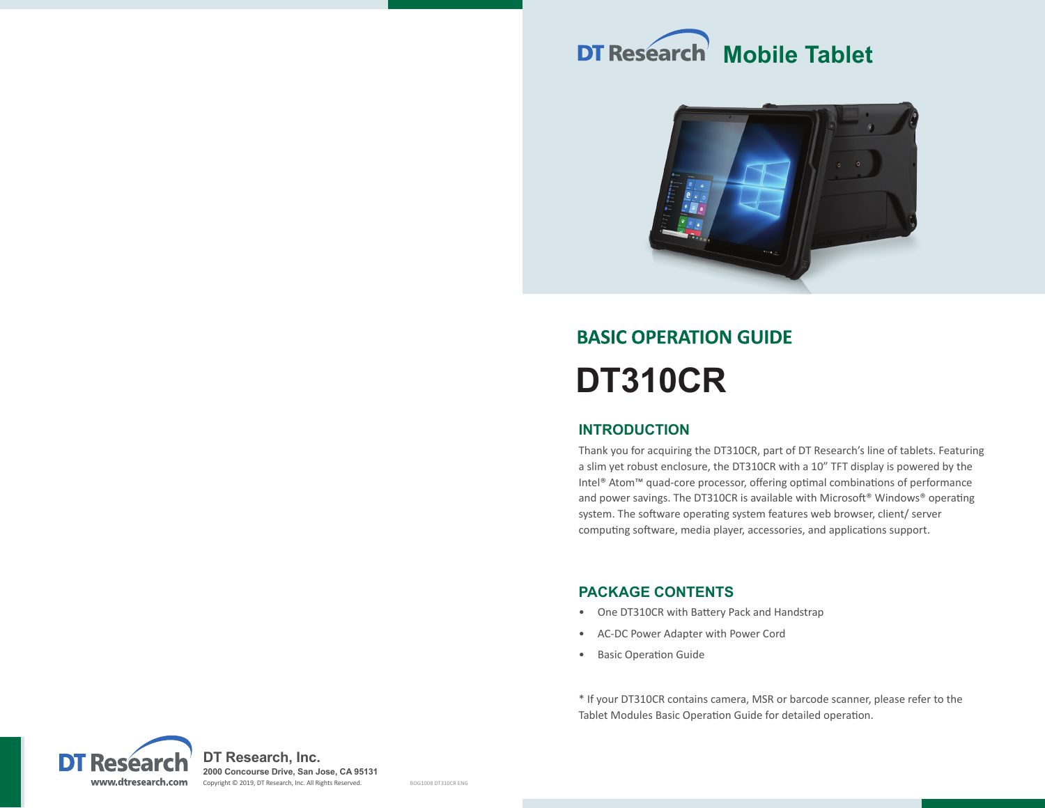DT Research **Mobile Tablet**

## BASIC OPERATION GUIDE

# DT310CR

## INTRODUCTION

Thank you for acquiring the DT310CR, part of DT Research's line of tablets. Featuring a slim yet robust enclosure, the DT310CR with a 10" TFT display is powered by the Intel® Atom™ quad-core processor, offering optimal combinations of performance and power savings. The DT310CR is available with Microsoft® Windows® operating system. The software operating system features web browser, client/ server computing software, media player, accessories, and applications support.

## PACKAGE CONTENTS

- One DT310CR with Battery Pack and Handstrap
- AC-DC Power Adapter with Power Cord
- Basic Operation Guide

* If your DT310CR contains camera, MSR or barcode scanner, please refer to the Tablet Modules Basic Operation Guide for detailed operation.

DT Research
www.dtresearch.com

**DT Research, Inc.**
**2000 Concourse Drive, San Jose, CA 95131**
Copyright © 2019, DT Research, Inc. All Rights Reserved.

BOG1008 DT310CR ENG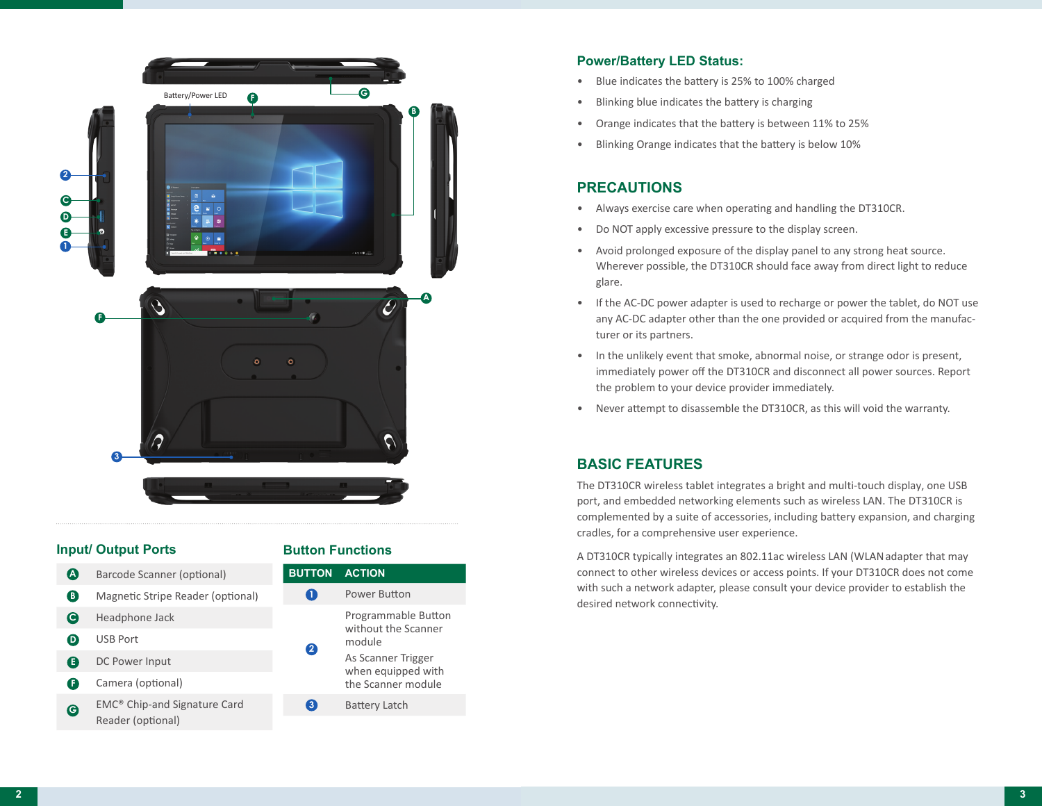Battery/Power LED

## Input/ Output Ports

| | |
|---|---|
| A | Barcode Scanner (optional) |
| B | Magnetic Stripe Reader (optional) |
| C | Headphone Jack |
| D | USB Port |
| E | DC Power Input |
| F | Camera (optional) |
| G | EMC® Chip-and Signature Card Reader (optional) |

## Button Functions

| BUTTON | ACTION |
|---|---|
| 1 | Power Button |
| 2 | Programmable Button without the Scanner module<br>As Scanner Trigger when equipped with the Scanner module |
| 3 | Battery Latch |

## Power/Battery LED Status:

- Blue indicates the battery is 25% to 100% charged
- Blinking blue indicates the battery is charging
- Orange indicates that the battery is between 11% to 25%
- Blinking Orange indicates that the battery is below 10%

## PRECAUTIONS

- Always exercise care when operating and handling the DT310CR.
- Do NOT apply excessive pressure to the display screen.
- Avoid prolonged exposure of the display panel to any strong heat source. Wherever possible, the DT310CR should face away from direct light to reduce glare.
- If the AC-DC power adapter is used to recharge or power the tablet, do NOT use any AC-DC adapter other than the one provided or acquired from the manufacturer or its partners.
- In the unlikely event that smoke, abnormal noise, or strange odor is present, immediately power off the DT310CR and disconnect all power sources. Report the problem to your device provider immediately.
- Never attempt to disassemble the DT310CR, as this will void the warranty.

## BASIC FEATURES

The DT310CR wireless tablet integrates a bright and multi-touch display, one USB port, and embedded networking elements such as wireless LAN. The DT310CR is complemented by a suite of accessories, including battery expansion, and charging cradles, for a comprehensive user experience.

A DT310CR typically integrates an 802.11ac wireless LAN (WLAN adapter that may connect to other wireless devices or access points. If your DT310CR does not come with such a network adapter, please consult your device provider to establish the desired network connectivity.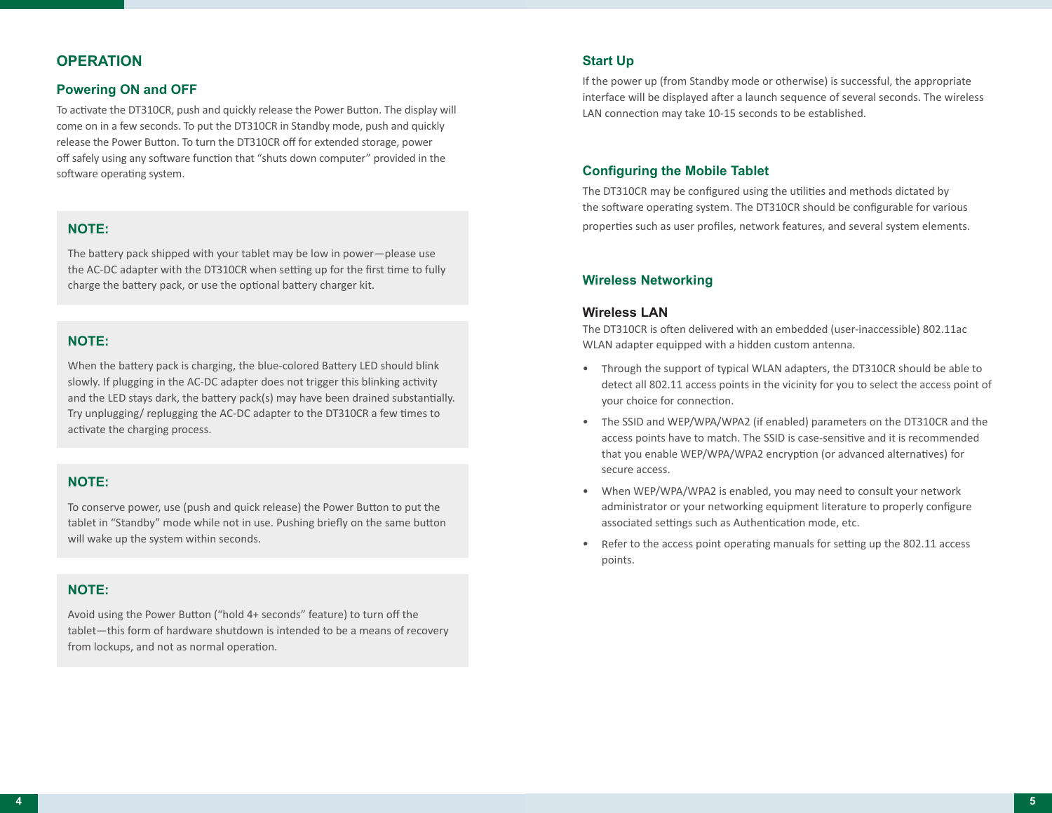# OPERATION

## Powering ON and OFF

To activate the DT310CR, push and quickly release the Power Button. The display will come on in a few seconds. To put the DT310CR in Standby mode, push and quickly release the Power Button. To turn the DT310CR off for extended storage, power off safely using any software function that "shuts down computer" provided in the software operating system.

### NOTE:

The battery pack shipped with your tablet may be low in power—please use the AC-DC adapter with the DT310CR when setting up for the first time to fully charge the battery pack, or use the optional battery charger kit.

### NOTE:

When the battery pack is charging, the blue-colored Battery LED should blink slowly. If plugging in the AC-DC adapter does not trigger this blinking activity and the LED stays dark, the battery pack(s) may have been drained substantially. Try unplugging/ replugging the AC-DC adapter to the DT310CR a few times to activate the charging process.

### NOTE:

To conserve power, use (push and quick release) the Power Button to put the tablet in "Standby" mode while not in use. Pushing briefly on the same button will wake up the system within seconds.

### NOTE:

Avoid using the Power Button ("hold 4+ seconds" feature) to turn off the tablet—this form of hardware shutdown is intended to be a means of recovery from lockups, and not as normal operation.

## Start Up

If the power up (from Standby mode or otherwise) is successful, the appropriate interface will be displayed after a launch sequence of several seconds. The wireless LAN connection may take 10-15 seconds to be established.

## Configuring the Mobile Tablet

The DT310CR may be configured using the utilities and methods dictated by the software operating system. The DT310CR should be configurable for various properties such as user profiles, network features, and several system elements.

## Wireless Networking

### Wireless LAN

The DT310CR is often delivered with an embedded (user-inaccessible) 802.11ac WLAN adapter equipped with a hidden custom antenna.

- Through the support of typical WLAN adapters, the DT310CR should be able to detect all 802.11 access points in the vicinity for you to select the access point of your choice for connection.
- The SSID and WEP/WPA/WPA2 (if enabled) parameters on the DT310CR and the access points have to match. The SSID is case-sensitive and it is recommended that you enable WEP/WPA/WPA2 encryption (or advanced alternatives) for secure access.
- When WEP/WPA/WPA2 is enabled, you may need to consult your network administrator or your networking equipment literature to properly configure associated settings such as Authentication mode, etc.
- Refer to the access point operating manuals for setting up the 802.11 access points.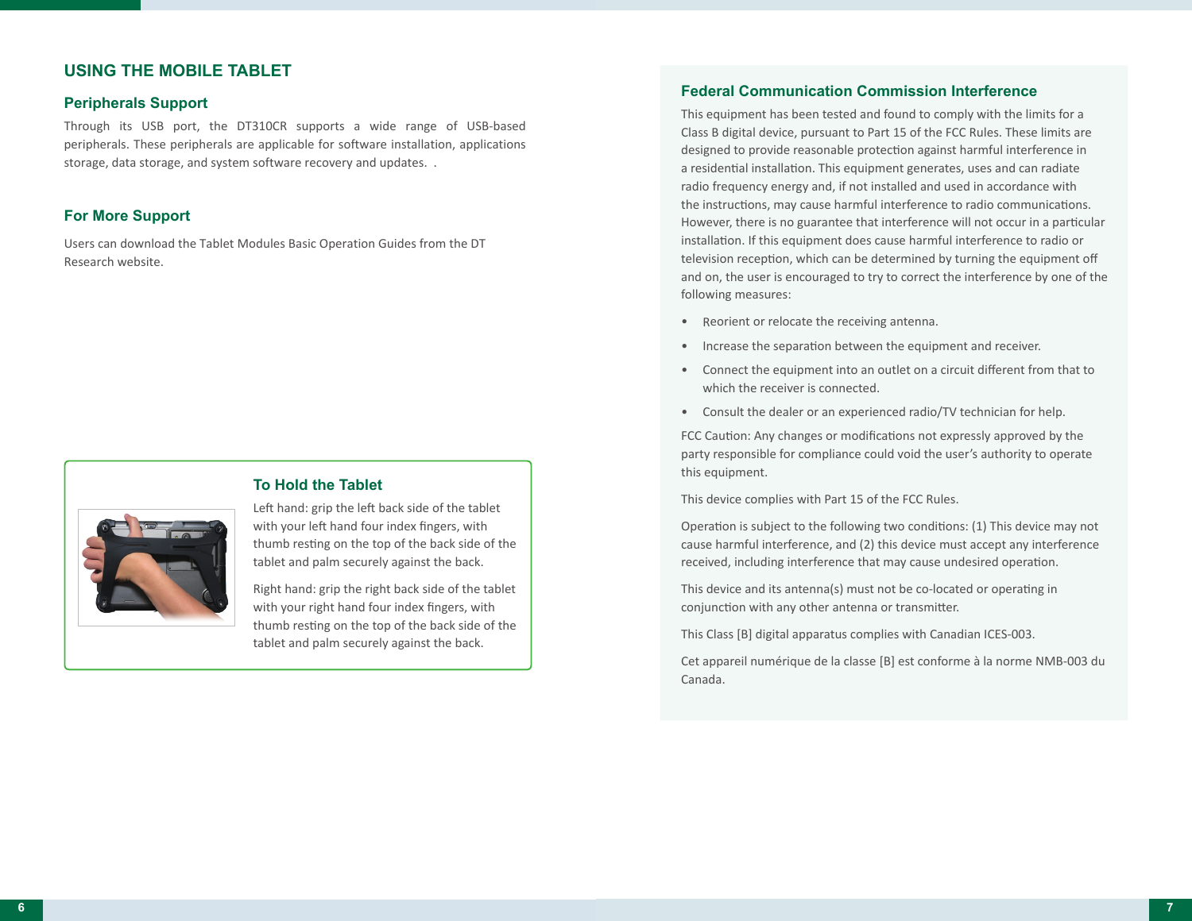## USING THE MOBILE TABLET

### Peripherals Support

Through its USB port, the DT310CR supports a wide range of USB-based peripherals. These peripherals are applicable for software installation, applications storage, data storage, and system software recovery and updates. .

### For More Support

Users can download the Tablet Modules Basic Operation Guides from the DT Research website.

### To Hold the Tablet

Left hand: grip the left back side of the tablet with your left hand four index fingers, with thumb resting on the top of the back side of the tablet and palm securely against the back.

Right hand: grip the right back side of the tablet with your right hand four index fingers, with thumb resting on the top of the back side of the tablet and palm securely against the back.

### Federal Communication Commission Interference

This equipment has been tested and found to comply with the limits for a Class B digital device, pursuant to Part 15 of the FCC Rules. These limits are designed to provide reasonable protection against harmful interference in a residential installation. This equipment generates, uses and can radiate radio frequency energy and, if not installed and used in accordance with the instructions, may cause harmful interference to radio communications. However, there is no guarantee that interference will not occur in a particular installation. If this equipment does cause harmful interference to radio or television reception, which can be determined by turning the equipment off and on, the user is encouraged to try to correct the interference by one of the following measures:

- Reorient or relocate the receiving antenna.
- Increase the separation between the equipment and receiver.
- Connect the equipment into an outlet on a circuit different from that to which the receiver is connected.
- Consult the dealer or an experienced radio/TV technician for help.

FCC Caution: Any changes or modifications not expressly approved by the party responsible for compliance could void the user's authority to operate this equipment.

This device complies with Part 15 of the FCC Rules.

Operation is subject to the following two conditions: (1) This device may not cause harmful interference, and (2) this device must accept any interference received, including interference that may cause undesired operation.

This device and its antenna(s) must not be co-located or operating in conjunction with any other antenna or transmitter.

This Class [B] digital apparatus complies with Canadian ICES-003.

Cet appareil numérique de la classe [B] est conforme à la norme NMB-003 du Canada.